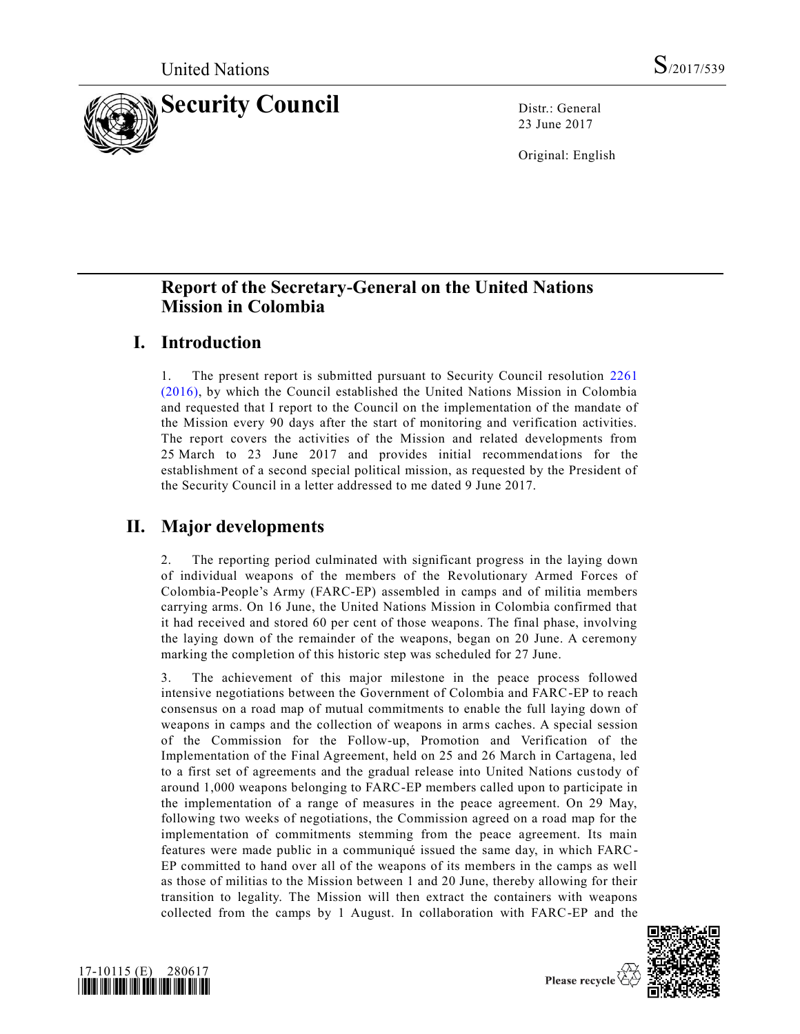United Nations S/2017/539

# Security Council

Distr.: General
23 June 2017

Original: English

## Report of the Secretary-General on the United Nations Mission in Colombia

## I. Introduction

1. The present report is submitted pursuant to Security Council resolution 2261 (2016), by which the Council established the United Nations Mission in Colombia and requested that I report to the Council on the implementation of the mandate of the Mission every 90 days after the start of monitoring and verification activities. The report covers the activities of the Mission and related developments from 25 March to 23 June 2017 and provides initial recommendations for the establishment of a second special political mission, as requested by the President of the Security Council in a letter addressed to me dated 9 June 2017.

## II. Major developments

2. The reporting period culminated with significant progress in the laying down of individual weapons of the members of the Revolutionary Armed Forces of Colombia-People's Army (FARC-EP) assembled in camps and of militia members carrying arms. On 16 June, the United Nations Mission in Colombia confirmed that it had received and stored 60 per cent of those weapons. The final phase, involving the laying down of the remainder of the weapons, began on 20 June. A ceremony marking the completion of this historic step was scheduled for 27 June.

3. The achievement of this major milestone in the peace process followed intensive negotiations between the Government of Colombia and FARC-EP to reach consensus on a road map of mutual commitments to enable the full laying down of weapons in camps and the collection of weapons in arms caches. A special session of the Commission for the Follow-up, Promotion and Verification of the Implementation of the Final Agreement, held on 25 and 26 March in Cartagena, led to a first set of agreements and the gradual release into United Nations custody of around 1,000 weapons belonging to FARC-EP members called upon to participate in the implementation of a range of measures in the peace agreement. On 29 May, following two weeks of negotiations, the Commission agreed on a road map for the implementation of commitments stemming from the peace agreement. Its main features were made public in a communiqué issued the same day, in which FARC-EP committed to hand over all of the weapons of its members in the camps as well as those of militias to the Mission between 1 and 20 June, thereby allowing for their transition to legality. The Mission will then extract the containers with weapons collected from the camps by 1 August. In collaboration with FARC-EP and the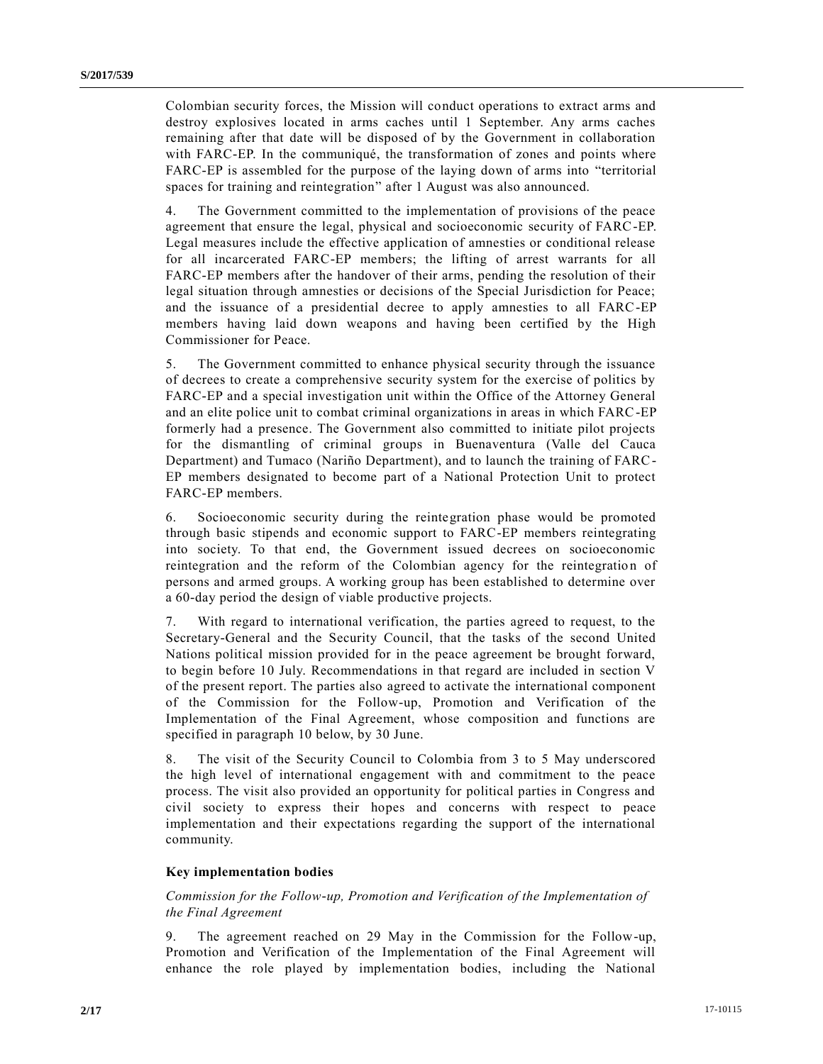Colombian security forces, the Mission will conduct operations to extract arms and destroy explosives located in arms caches until 1 September. Any arms caches remaining after that date will be disposed of by the Government in collaboration with FARC-EP. In the communiqué, the transformation of zones and points where FARC-EP is assembled for the purpose of the laying down of arms into "territorial spaces for training and reintegration" after 1 August was also announced.

4. The Government committed to the implementation of provisions of the peace agreement that ensure the legal, physical and socioeconomic security of FARC-EP. Legal measures include the effective application of amnesties or conditional release for all incarcerated FARC-EP members; the lifting of arrest warrants for all FARC-EP members after the handover of their arms, pending the resolution of their legal situation through amnesties or decisions of the Special Jurisdiction for Peace; and the issuance of a presidential decree to apply amnesties to all FARC-EP members having laid down weapons and having been certified by the High Commissioner for Peace.

5. The Government committed to enhance physical security through the issuance of decrees to create a comprehensive security system for the exercise of politics by FARC-EP and a special investigation unit within the Office of the Attorney General and an elite police unit to combat criminal organizations in areas in which FARC-EP formerly had a presence. The Government also committed to initiate pilot projects for the dismantling of criminal groups in Buenaventura (Valle del Cauca Department) and Tumaco (Nariño Department), and to launch the training of FARC-EP members designated to become part of a National Protection Unit to protect FARC-EP members.

6. Socioeconomic security during the reintegration phase would be promoted through basic stipends and economic support to FARC-EP members reintegrating into society. To that end, the Government issued decrees on socioeconomic reintegration and the reform of the Colombian agency for the reintegration of persons and armed groups. A working group has been established to determine over a 60-day period the design of viable productive projects.

7. With regard to international verification, the parties agreed to request, to the Secretary-General and the Security Council, that the tasks of the second United Nations political mission provided for in the peace agreement be brought forward, to begin before 10 July. Recommendations in that regard are included in section V of the present report. The parties also agreed to activate the international component of the Commission for the Follow-up, Promotion and Verification of the Implementation of the Final Agreement, whose composition and functions are specified in paragraph 10 below, by 30 June.

8. The visit of the Security Council to Colombia from 3 to 5 May underscored the high level of international engagement with and commitment to the peace process. The visit also provided an opportunity for political parties in Congress and civil society to express their hopes and concerns with respect to peace implementation and their expectations regarding the support of the international community.

### Key implementation bodies

*Commission for the Follow-up, Promotion and Verification of the Implementation of the Final Agreement*

9. The agreement reached on 29 May in the Commission for the Follow-up, Promotion and Verification of the Implementation of the Final Agreement will enhance the role played by implementation bodies, including the National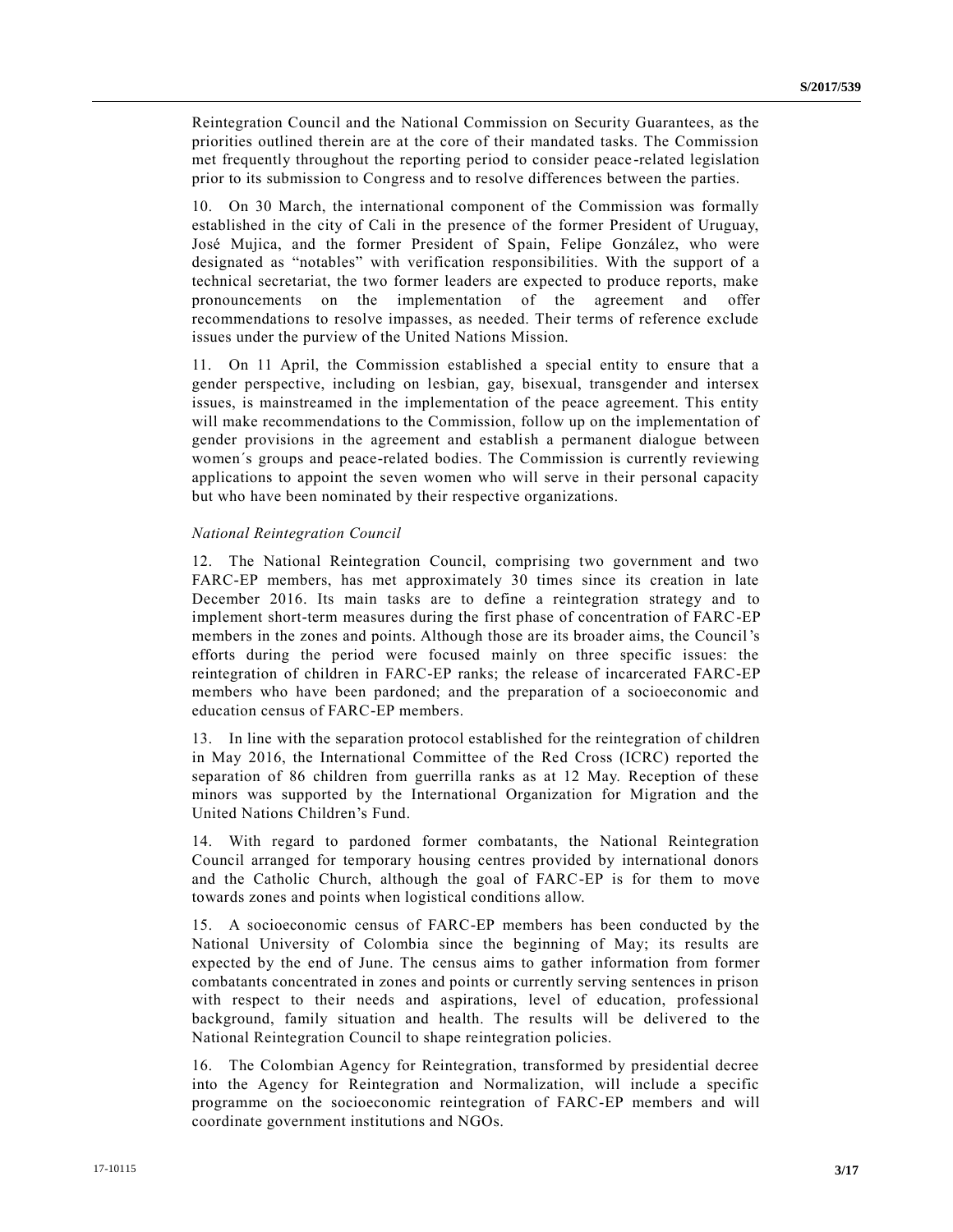Reintegration Council and the National Commission on Security Guarantees, as the priorities outlined therein are at the core of their mandated tasks. The Commission met frequently throughout the reporting period to consider peace-related legislation prior to its submission to Congress and to resolve differences between the parties.

10. On 30 March, the international component of the Commission was formally established in the city of Cali in the presence of the former President of Uruguay, José Mujica, and the former President of Spain, Felipe González, who were designated as "notables" with verification responsibilities. With the support of a technical secretariat, the two former leaders are expected to produce reports, make pronouncements on the implementation of the agreement and offer recommendations to resolve impasses, as needed. Their terms of reference exclude issues under the purview of the United Nations Mission.

11. On 11 April, the Commission established a special entity to ensure that a gender perspective, including on lesbian, gay, bisexual, transgender and intersex issues, is mainstreamed in the implementation of the peace agreement. This entity will make recommendations to the Commission, follow up on the implementation of gender provisions in the agreement and establish a permanent dialogue between women´s groups and peace-related bodies. The Commission is currently reviewing applications to appoint the seven women who will serve in their personal capacity but who have been nominated by their respective organizations.

*National Reintegration Council*

12. The National Reintegration Council, comprising two government and two FARC-EP members, has met approximately 30 times since its creation in late December 2016. Its main tasks are to define a reintegration strategy and to implement short-term measures during the first phase of concentration of FARC-EP members in the zones and points. Although those are its broader aims, the Council's efforts during the period were focused mainly on three specific issues: the reintegration of children in FARC-EP ranks; the release of incarcerated FARC-EP members who have been pardoned; and the preparation of a socioeconomic and education census of FARC-EP members.

13. In line with the separation protocol established for the reintegration of children in May 2016, the International Committee of the Red Cross (ICRC) reported the separation of 86 children from guerrilla ranks as at 12 May. Reception of these minors was supported by the International Organization for Migration and the United Nations Children's Fund.

14. With regard to pardoned former combatants, the National Reintegration Council arranged for temporary housing centres provided by international donors and the Catholic Church, although the goal of FARC-EP is for them to move towards zones and points when logistical conditions allow.

15. A socioeconomic census of FARC-EP members has been conducted by the National University of Colombia since the beginning of May; its results are expected by the end of June. The census aims to gather information from former combatants concentrated in zones and points or currently serving sentences in prison with respect to their needs and aspirations, level of education, professional background, family situation and health. The results will be delivered to the National Reintegration Council to shape reintegration policies.

16. The Colombian Agency for Reintegration, transformed by presidential decree into the Agency for Reintegration and Normalization, will include a specific programme on the socioeconomic reintegration of FARC-EP members and will coordinate government institutions and NGOs.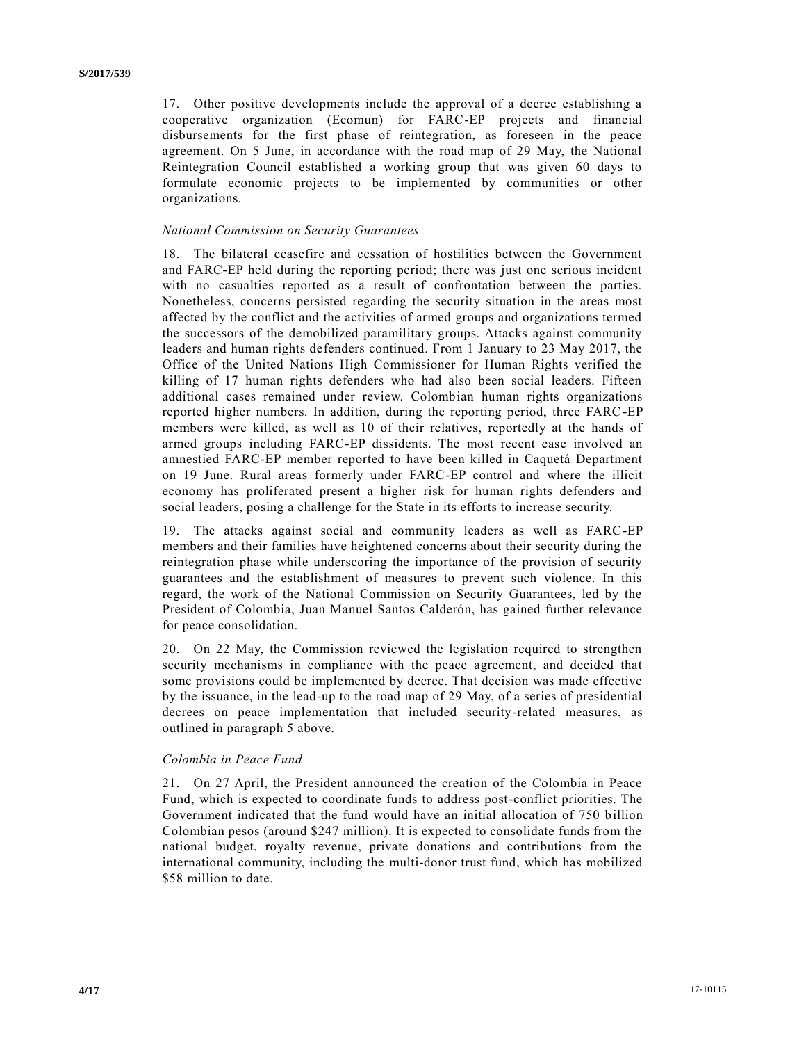17. Other positive developments include the approval of a decree establishing a cooperative organization (Ecomun) for FARC-EP projects and financial disbursements for the first phase of reintegration, as foreseen in the peace agreement. On 5 June, in accordance with the road map of 29 May, the National Reintegration Council established a working group that was given 60 days to formulate economic projects to be implemented by communities or other organizations.

*National Commission on Security Guarantees*

18. The bilateral ceasefire and cessation of hostilities between the Government and FARC-EP held during the reporting period; there was just one serious incident with no casualties reported as a result of confrontation between the parties. Nonetheless, concerns persisted regarding the security situation in the areas most affected by the conflict and the activities of armed groups and organizations termed the successors of the demobilized paramilitary groups. Attacks against community leaders and human rights defenders continued. From 1 January to 23 May 2017, the Office of the United Nations High Commissioner for Human Rights verified the killing of 17 human rights defenders who had also been social leaders. Fifteen additional cases remained under review. Colombian human rights organizations reported higher numbers. In addition, during the reporting period, three FARC-EP members were killed, as well as 10 of their relatives, reportedly at the hands of armed groups including FARC-EP dissidents. The most recent case involved an amnestied FARC-EP member reported to have been killed in Caquetá Department on 19 June. Rural areas formerly under FARC-EP control and where the illicit economy has proliferated present a higher risk for human rights defenders and social leaders, posing a challenge for the State in its efforts to increase security.

19. The attacks against social and community leaders as well as FARC-EP members and their families have heightened concerns about their security during the reintegration phase while underscoring the importance of the provision of security guarantees and the establishment of measures to prevent such violence. In this regard, the work of the National Commission on Security Guarantees, led by the President of Colombia, Juan Manuel Santos Calderón, has gained further relevance for peace consolidation.

20. On 22 May, the Commission reviewed the legislation required to strengthen security mechanisms in compliance with the peace agreement, and decided that some provisions could be implemented by decree. That decision was made effective by the issuance, in the lead-up to the road map of 29 May, of a series of presidential decrees on peace implementation that included security-related measures, as outlined in paragraph 5 above.

*Colombia in Peace Fund*

21. On 27 April, the President announced the creation of the Colombia in Peace Fund, which is expected to coordinate funds to address post-conflict priorities. The Government indicated that the fund would have an initial allocation of 750 billion Colombian pesos (around $247 million). It is expected to consolidate funds from the national budget, royalty revenue, private donations and contributions from the international community, including the multi-donor trust fund, which has mobilized $58 million to date.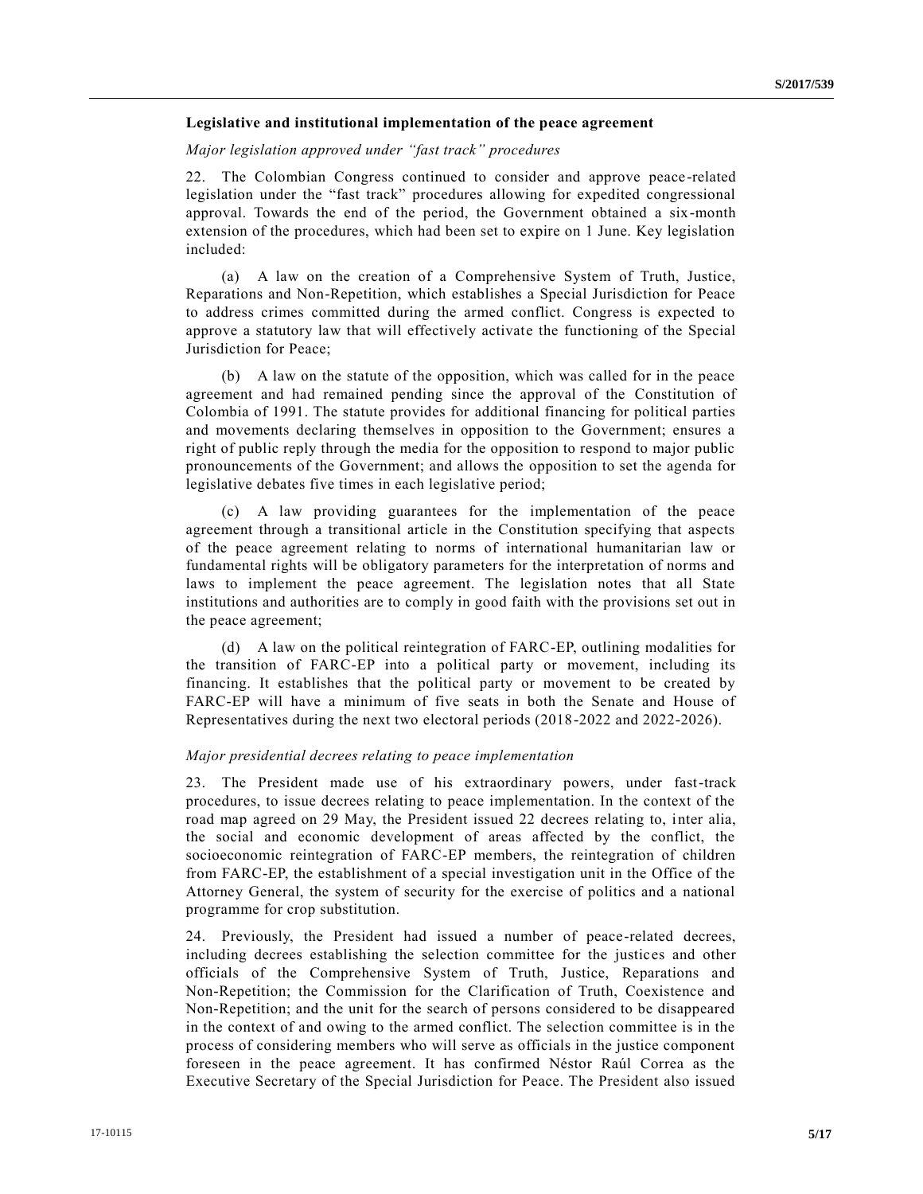**Legislative and institutional implementation of the peace agreement**

*Major legislation approved under "fast track" procedures*

22. The Colombian Congress continued to consider and approve peace-related legislation under the "fast track" procedures allowing for expedited congressional approval. Towards the end of the period, the Government obtained a six-month extension of the procedures, which had been set to expire on 1 June. Key legislation included:

(a) A law on the creation of a Comprehensive System of Truth, Justice, Reparations and Non-Repetition, which establishes a Special Jurisdiction for Peace to address crimes committed during the armed conflict. Congress is expected to approve a statutory law that will effectively activate the functioning of the Special Jurisdiction for Peace;

(b) A law on the statute of the opposition, which was called for in the peace agreement and had remained pending since the approval of the Constitution of Colombia of 1991. The statute provides for additional financing for political parties and movements declaring themselves in opposition to the Government; ensures a right of public reply through the media for the opposition to respond to major public pronouncements of the Government; and allows the opposition to set the agenda for legislative debates five times in each legislative period;

(c) A law providing guarantees for the implementation of the peace agreement through a transitional article in the Constitution specifying that aspects of the peace agreement relating to norms of international humanitarian law or fundamental rights will be obligatory parameters for the interpretation of norms and laws to implement the peace agreement. The legislation notes that all State institutions and authorities are to comply in good faith with the provisions set out in the peace agreement;

(d) A law on the political reintegration of FARC-EP, outlining modalities for the transition of FARC-EP into a political party or movement, including its financing. It establishes that the political party or movement to be created by FARC-EP will have a minimum of five seats in both the Senate and House of Representatives during the next two electoral periods (2018-2022 and 2022-2026).

*Major presidential decrees relating to peace implementation*

23. The President made use of his extraordinary powers, under fast-track procedures, to issue decrees relating to peace implementation. In the context of the road map agreed on 29 May, the President issued 22 decrees relating to, inter alia, the social and economic development of areas affected by the conflict, the socioeconomic reintegration of FARC-EP members, the reintegration of children from FARC-EP, the establishment of a special investigation unit in the Office of the Attorney General, the system of security for the exercise of politics and a national programme for crop substitution.

24. Previously, the President had issued a number of peace-related decrees, including decrees establishing the selection committee for the justices and other officials of the Comprehensive System of Truth, Justice, Reparations and Non-Repetition; the Commission for the Clarification of Truth, Coexistence and Non-Repetition; and the unit for the search of persons considered to be disappeared in the context of and owing to the armed conflict. The selection committee is in the process of considering members who will serve as officials in the justice component foreseen in the peace agreement. It has confirmed Néstor Raúl Correa as the Executive Secretary of the Special Jurisdiction for Peace. The President also issued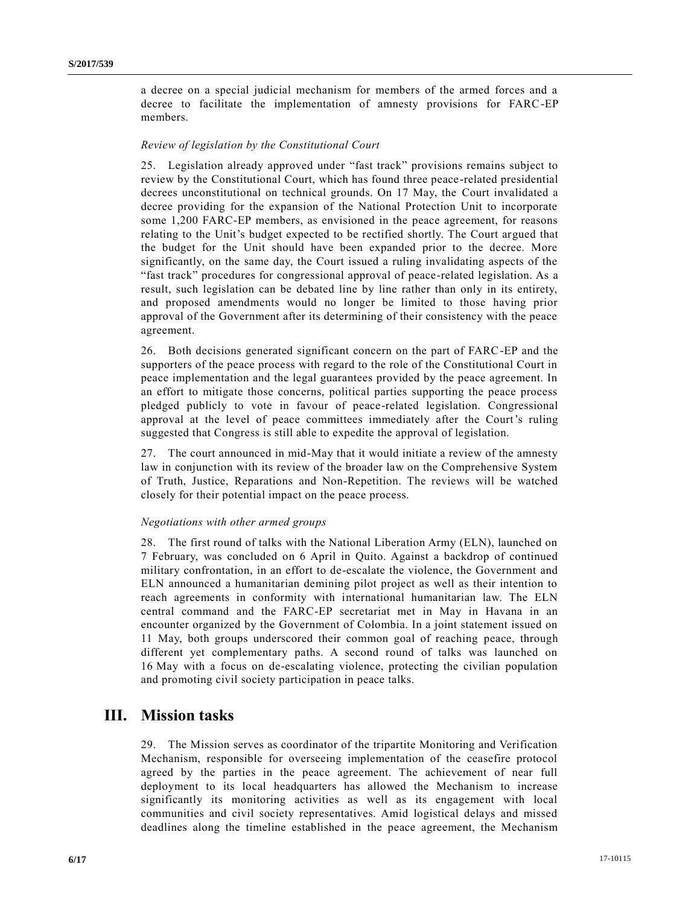a decree on a special judicial mechanism for members of the armed forces and a decree to facilitate the implementation of amnesty provisions for FARC-EP members.

*Review of legislation by the Constitutional Court*

25. Legislation already approved under "fast track" provisions remains subject to review by the Constitutional Court, which has found three peace-related presidential decrees unconstitutional on technical grounds. On 17 May, the Court invalidated a decree providing for the expansion of the National Protection Unit to incorporate some 1,200 FARC-EP members, as envisioned in the peace agreement, for reasons relating to the Unit's budget expected to be rectified shortly. The Court argued that the budget for the Unit should have been expanded prior to the decree. More significantly, on the same day, the Court issued a ruling invalidating aspects of the "fast track" procedures for congressional approval of peace-related legislation. As a result, such legislation can be debated line by line rather than only in its entirety, and proposed amendments would no longer be limited to those having prior approval of the Government after its determining of their consistency with the peace agreement.

26. Both decisions generated significant concern on the part of FARC-EP and the supporters of the peace process with regard to the role of the Constitutional Court in peace implementation and the legal guarantees provided by the peace agreement. In an effort to mitigate those concerns, political parties supporting the peace process pledged publicly to vote in favour of peace-related legislation. Congressional approval at the level of peace committees immediately after the Court's ruling suggested that Congress is still able to expedite the approval of legislation.

27. The court announced in mid-May that it would initiate a review of the amnesty law in conjunction with its review of the broader law on the Comprehensive System of Truth, Justice, Reparations and Non-Repetition. The reviews will be watched closely for their potential impact on the peace process.

*Negotiations with other armed groups*

28. The first round of talks with the National Liberation Army (ELN), launched on 7 February, was concluded on 6 April in Quito. Against a backdrop of continued military confrontation, in an effort to de-escalate the violence, the Government and ELN announced a humanitarian demining pilot project as well as their intention to reach agreements in conformity with international humanitarian law. The ELN central command and the FARC-EP secretariat met in May in Havana in an encounter organized by the Government of Colombia. In a joint statement issued on 11 May, both groups underscored their common goal of reaching peace, through different yet complementary paths. A second round of talks was launched on 16 May with a focus on de-escalating violence, protecting the civilian population and promoting civil society participation in peace talks.

## III. Mission tasks

29. The Mission serves as coordinator of the tripartite Monitoring and Verification Mechanism, responsible for overseeing implementation of the ceasefire protocol agreed by the parties in the peace agreement. The achievement of near full deployment to its local headquarters has allowed the Mechanism to increase significantly its monitoring activities as well as its engagement with local communities and civil society representatives. Amid logistical delays and missed deadlines along the timeline established in the peace agreement, the Mechanism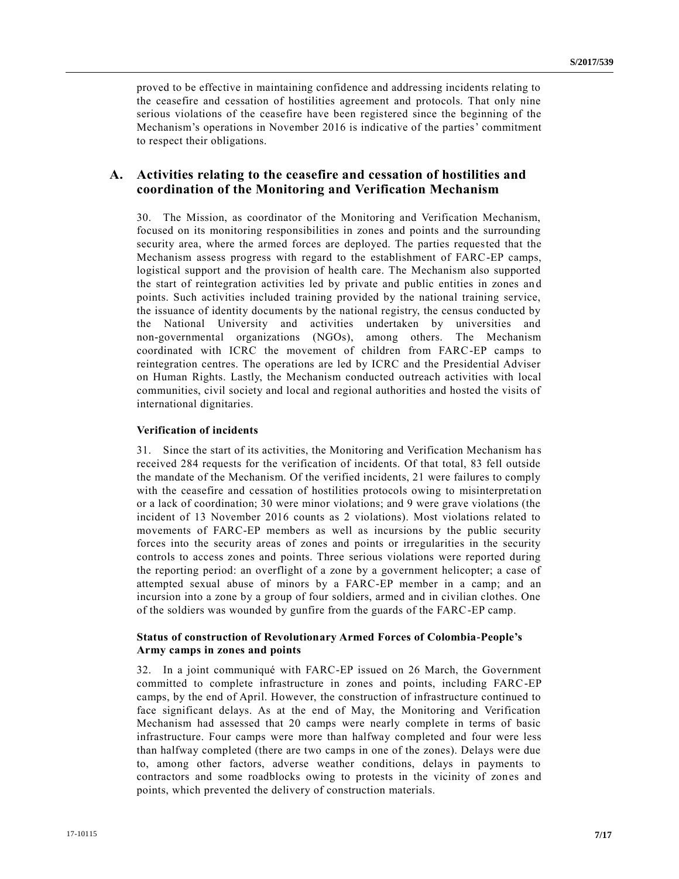proved to be effective in maintaining confidence and addressing incidents relating to the ceasefire and cessation of hostilities agreement and protocols. That only nine serious violations of the ceasefire have been registered since the beginning of the Mechanism's operations in November 2016 is indicative of the parties' commitment to respect their obligations.

## A. Activities relating to the ceasefire and cessation of hostilities and coordination of the Monitoring and Verification Mechanism

30. The Mission, as coordinator of the Monitoring and Verification Mechanism, focused on its monitoring responsibilities in zones and points and the surrounding security area, where the armed forces are deployed. The parties requested that the Mechanism assess progress with regard to the establishment of FARC-EP camps, logistical support and the provision of health care. The Mechanism also supported the start of reintegration activities led by private and public entities in zones and points. Such activities included training provided by the national training service, the issuance of identity documents by the national registry, the census conducted by the National University and activities undertaken by universities and non-governmental organizations (NGOs), among others. The Mechanism coordinated with ICRC the movement of children from FARC-EP camps to reintegration centres. The operations are led by ICRC and the Presidential Adviser on Human Rights. Lastly, the Mechanism conducted outreach activities with local communities, civil society and local and regional authorities and hosted the visits of international dignitaries.

### Verification of incidents

31. Since the start of its activities, the Monitoring and Verification Mechanism has received 284 requests for the verification of incidents. Of that total, 83 fell outside the mandate of the Mechanism. Of the verified incidents, 21 were failures to comply with the ceasefire and cessation of hostilities protocols owing to misinterpretation or a lack of coordination; 30 were minor violations; and 9 were grave violations (the incident of 13 November 2016 counts as 2 violations). Most violations related to movements of FARC-EP members as well as incursions by the public security forces into the security areas of zones and points or irregularities in the security controls to access zones and points. Three serious violations were reported during the reporting period: an overflight of a zone by a government helicopter; a case of attempted sexual abuse of minors by a FARC-EP member in a camp; and an incursion into a zone by a group of four soldiers, armed and in civilian clothes. One of the soldiers was wounded by gunfire from the guards of the FARC-EP camp.

### Status of construction of Revolutionary Armed Forces of Colombia-People's Army camps in zones and points

32. In a joint communiqué with FARC-EP issued on 26 March, the Government committed to complete infrastructure in zones and points, including FARC-EP camps, by the end of April. However, the construction of infrastructure continued to face significant delays. As at the end of May, the Monitoring and Verification Mechanism had assessed that 20 camps were nearly complete in terms of basic infrastructure. Four camps were more than halfway completed and four were less than halfway completed (there are two camps in one of the zones). Delays were due to, among other factors, adverse weather conditions, delays in payments to contractors and some roadblocks owing to protests in the vicinity of zones and points, which prevented the delivery of construction materials.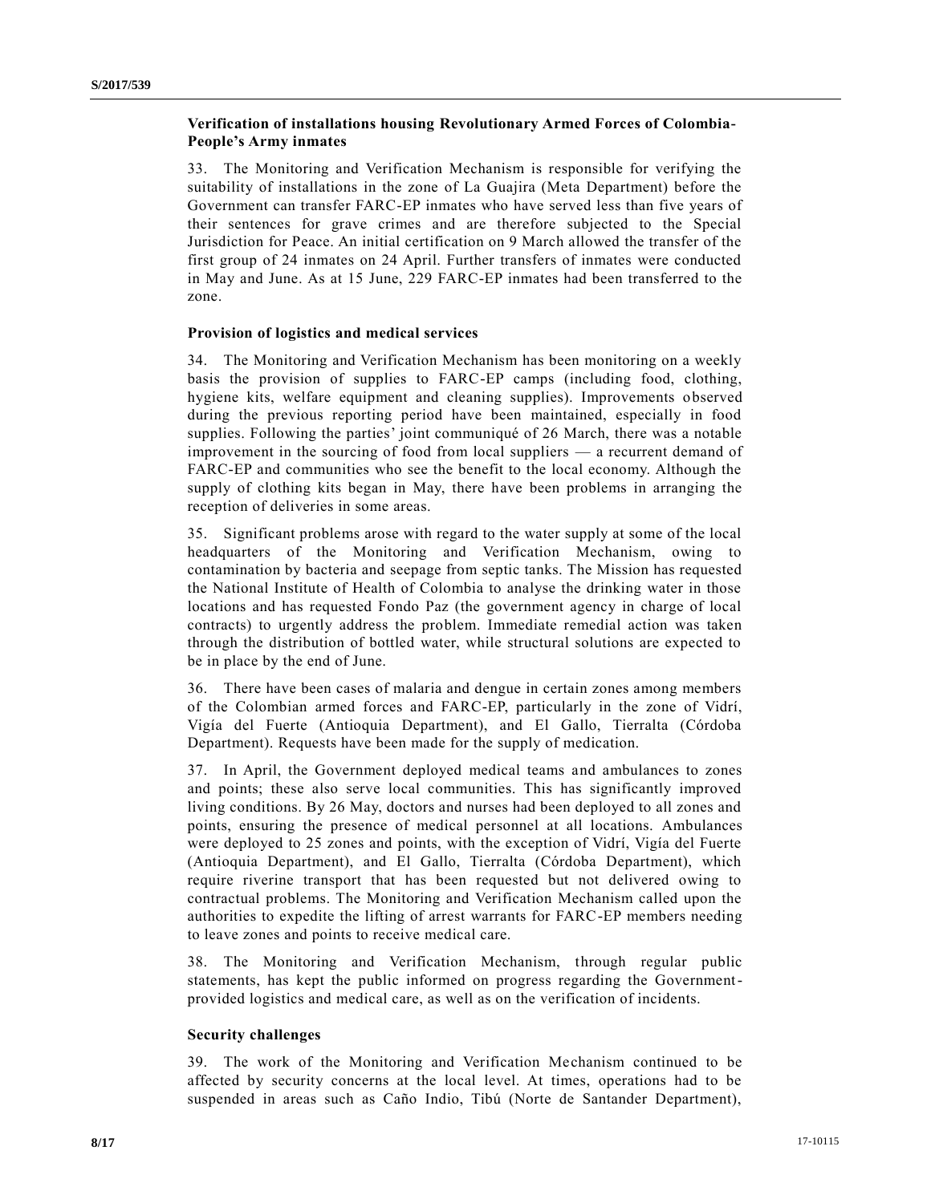### Verification of installations housing Revolutionary Armed Forces of Colombia-People's Army inmates

33. The Monitoring and Verification Mechanism is responsible for verifying the suitability of installations in the zone of La Guajira (Meta Department) before the Government can transfer FARC-EP inmates who have served less than five years of their sentences for grave crimes and are therefore subjected to the Special Jurisdiction for Peace. An initial certification on 9 March allowed the transfer of the first group of 24 inmates on 24 April. Further transfers of inmates were conducted in May and June. As at 15 June, 229 FARC-EP inmates had been transferred to the zone.

### Provision of logistics and medical services

34. The Monitoring and Verification Mechanism has been monitoring on a weekly basis the provision of supplies to FARC-EP camps (including food, clothing, hygiene kits, welfare equipment and cleaning supplies). Improvements observed during the previous reporting period have been maintained, especially in food supplies. Following the parties' joint communiqué of 26 March, there was a notable improvement in the sourcing of food from local suppliers — a recurrent demand of FARC-EP and communities who see the benefit to the local economy. Although the supply of clothing kits began in May, there have been problems in arranging the reception of deliveries in some areas.

35. Significant problems arose with regard to the water supply at some of the local headquarters of the Monitoring and Verification Mechanism, owing to contamination by bacteria and seepage from septic tanks. The Mission has requested the National Institute of Health of Colombia to analyse the drinking water in those locations and has requested Fondo Paz (the government agency in charge of local contracts) to urgently address the problem. Immediate remedial action was taken through the distribution of bottled water, while structural solutions are expected to be in place by the end of June.

36. There have been cases of malaria and dengue in certain zones among members of the Colombian armed forces and FARC-EP, particularly in the zone of Vidrí, Vigía del Fuerte (Antioquia Department), and El Gallo, Tierralta (Córdoba Department). Requests have been made for the supply of medication.

37. In April, the Government deployed medical teams and ambulances to zones and points; these also serve local communities. This has significantly improved living conditions. By 26 May, doctors and nurses had been deployed to all zones and points, ensuring the presence of medical personnel at all locations. Ambulances were deployed to 25 zones and points, with the exception of Vidrí, Vigía del Fuerte (Antioquia Department), and El Gallo, Tierralta (Córdoba Department), which require riverine transport that has been requested but not delivered owing to contractual problems. The Monitoring and Verification Mechanism called upon the authorities to expedite the lifting of arrest warrants for FARC-EP members needing to leave zones and points to receive medical care.

38. The Monitoring and Verification Mechanism, through regular public statements, has kept the public informed on progress regarding the Government-provided logistics and medical care, as well as on the verification of incidents.

### Security challenges

39. The work of the Monitoring and Verification Mechanism continued to be affected by security concerns at the local level. At times, operations had to be suspended in areas such as Caño Indio, Tibú (Norte de Santander Department),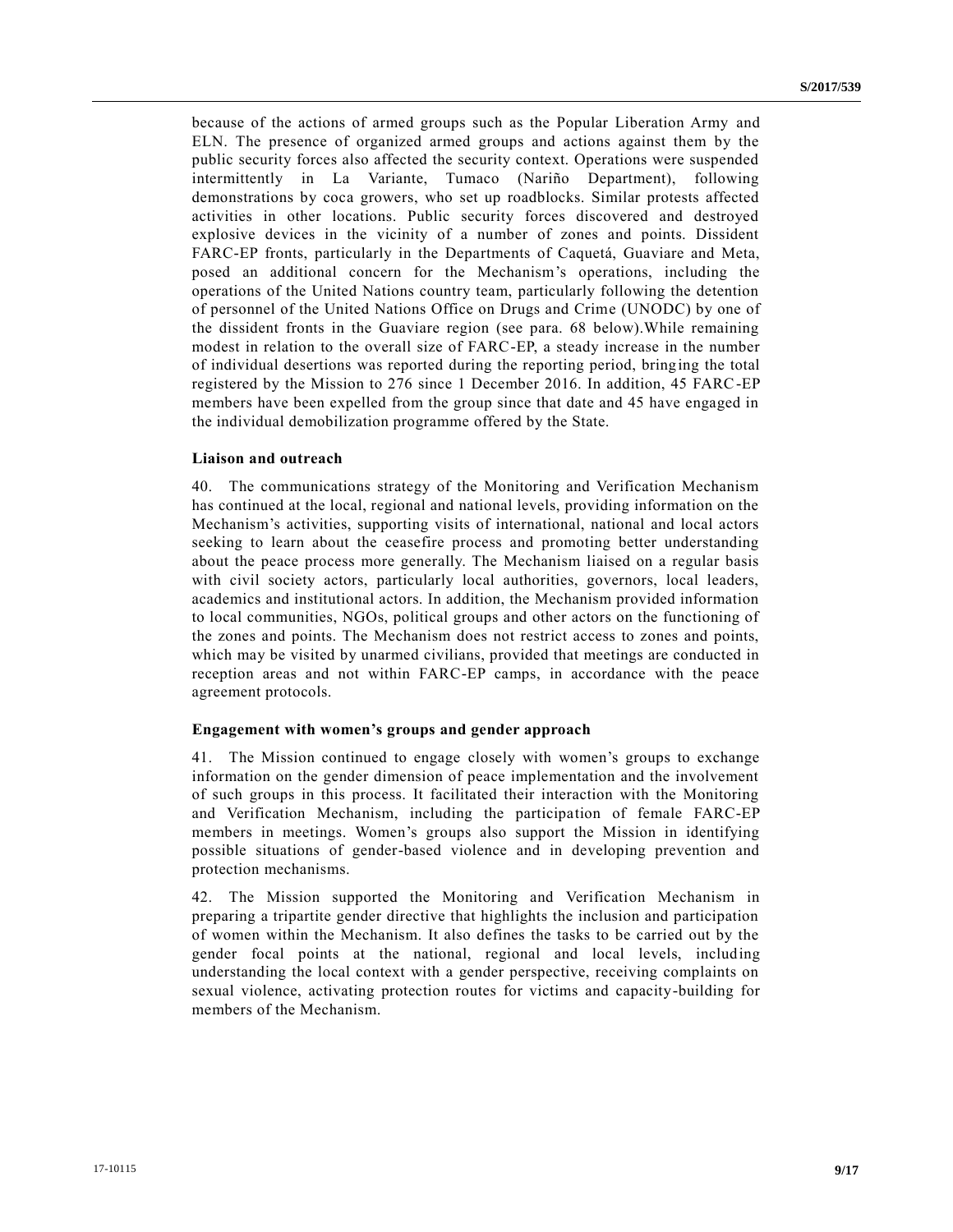because of the actions of armed groups such as the Popular Liberation Army and ELN. The presence of organized armed groups and actions against them by the public security forces also affected the security context. Operations were suspended intermittently in La Variante, Tumaco (Nariño Department), following demonstrations by coca growers, who set up roadblocks. Similar protests affected activities in other locations. Public security forces discovered and destroyed explosive devices in the vicinity of a number of zones and points. Dissident FARC-EP fronts, particularly in the Departments of Caquetá, Guaviare and Meta, posed an additional concern for the Mechanism's operations, including the operations of the United Nations country team, particularly following the detention of personnel of the United Nations Office on Drugs and Crime (UNODC) by one of the dissident fronts in the Guaviare region (see para. 68 below).While remaining modest in relation to the overall size of FARC-EP, a steady increase in the number of individual desertions was reported during the reporting period, bringing the total registered by the Mission to 276 since 1 December 2016. In addition, 45 FARC-EP members have been expelled from the group since that date and 45 have engaged in the individual demobilization programme offered by the State.

**Liaison and outreach**

40. The communications strategy of the Monitoring and Verification Mechanism has continued at the local, regional and national levels, providing information on the Mechanism's activities, supporting visits of international, national and local actors seeking to learn about the ceasefire process and promoting better understanding about the peace process more generally. The Mechanism liaised on a regular basis with civil society actors, particularly local authorities, governors, local leaders, academics and institutional actors. In addition, the Mechanism provided information to local communities, NGOs, political groups and other actors on the functioning of the zones and points. The Mechanism does not restrict access to zones and points, which may be visited by unarmed civilians, provided that meetings are conducted in reception areas and not within FARC-EP camps, in accordance with the peace agreement protocols.

**Engagement with women's groups and gender approach**

41. The Mission continued to engage closely with women's groups to exchange information on the gender dimension of peace implementation and the involvement of such groups in this process. It facilitated their interaction with the Monitoring and Verification Mechanism, including the participation of female FARC-EP members in meetings. Women's groups also support the Mission in identifying possible situations of gender-based violence and in developing prevention and protection mechanisms.

42. The Mission supported the Monitoring and Verification Mechanism in preparing a tripartite gender directive that highlights the inclusion and participation of women within the Mechanism. It also defines the tasks to be carried out by the gender focal points at the national, regional and local levels, including understanding the local context with a gender perspective, receiving complaints on sexual violence, activating protection routes for victims and capacity-building for members of the Mechanism.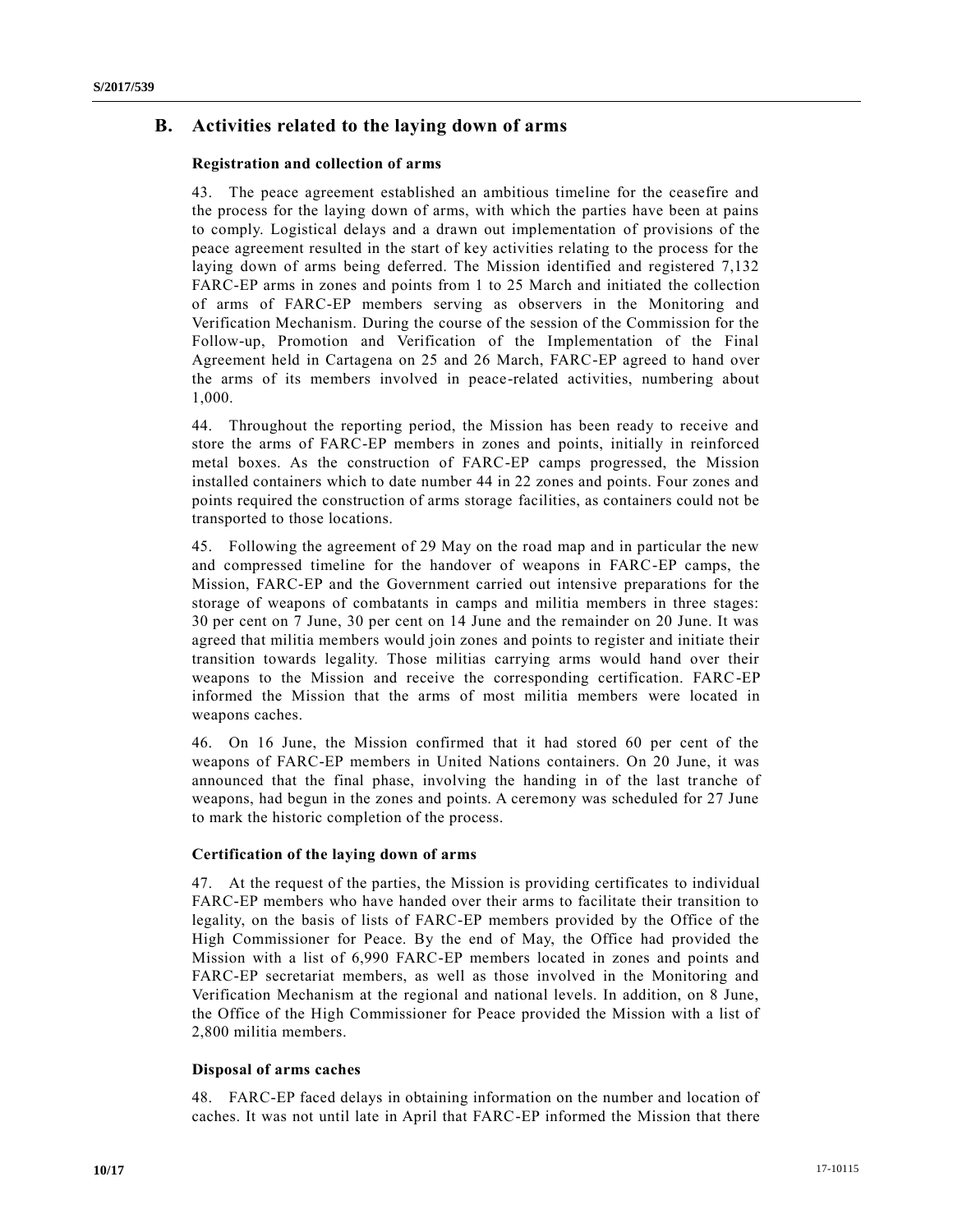## B. Activities related to the laying down of arms

### Registration and collection of arms

43. The peace agreement established an ambitious timeline for the ceasefire and the process for the laying down of arms, with which the parties have been at pains to comply. Logistical delays and a drawn out implementation of provisions of the peace agreement resulted in the start of key activities relating to the process for the laying down of arms being deferred. The Mission identified and registered 7,132 FARC-EP arms in zones and points from 1 to 25 March and initiated the collection of arms of FARC-EP members serving as observers in the Monitoring and Verification Mechanism. During the course of the session of the Commission for the Follow-up, Promotion and Verification of the Implementation of the Final Agreement held in Cartagena on 25 and 26 March, FARC-EP agreed to hand over the arms of its members involved in peace-related activities, numbering about 1,000.

44. Throughout the reporting period, the Mission has been ready to receive and store the arms of FARC-EP members in zones and points, initially in reinforced metal boxes. As the construction of FARC-EP camps progressed, the Mission installed containers which to date number 44 in 22 zones and points. Four zones and points required the construction of arms storage facilities, as containers could not be transported to those locations.

45. Following the agreement of 29 May on the road map and in particular the new and compressed timeline for the handover of weapons in FARC-EP camps, the Mission, FARC-EP and the Government carried out intensive preparations for the storage of weapons of combatants in camps and militia members in three stages: 30 per cent on 7 June, 30 per cent on 14 June and the remainder on 20 June. It was agreed that militia members would join zones and points to register and initiate their transition towards legality. Those militias carrying arms would hand over their weapons to the Mission and receive the corresponding certification. FARC-EP informed the Mission that the arms of most militia members were located in weapons caches.

46. On 16 June, the Mission confirmed that it had stored 60 per cent of the weapons of FARC-EP members in United Nations containers. On 20 June, it was announced that the final phase, involving the handing in of the last tranche of weapons, had begun in the zones and points. A ceremony was scheduled for 27 June to mark the historic completion of the process.

### Certification of the laying down of arms

47. At the request of the parties, the Mission is providing certificates to individual FARC-EP members who have handed over their arms to facilitate their transition to legality, on the basis of lists of FARC-EP members provided by the Office of the High Commissioner for Peace. By the end of May, the Office had provided the Mission with a list of 6,990 FARC-EP members located in zones and points and FARC-EP secretariat members, as well as those involved in the Monitoring and Verification Mechanism at the regional and national levels. In addition, on 8 June, the Office of the High Commissioner for Peace provided the Mission with a list of 2,800 militia members.

### Disposal of arms caches

48. FARC-EP faced delays in obtaining information on the number and location of caches. It was not until late in April that FARC-EP informed the Mission that there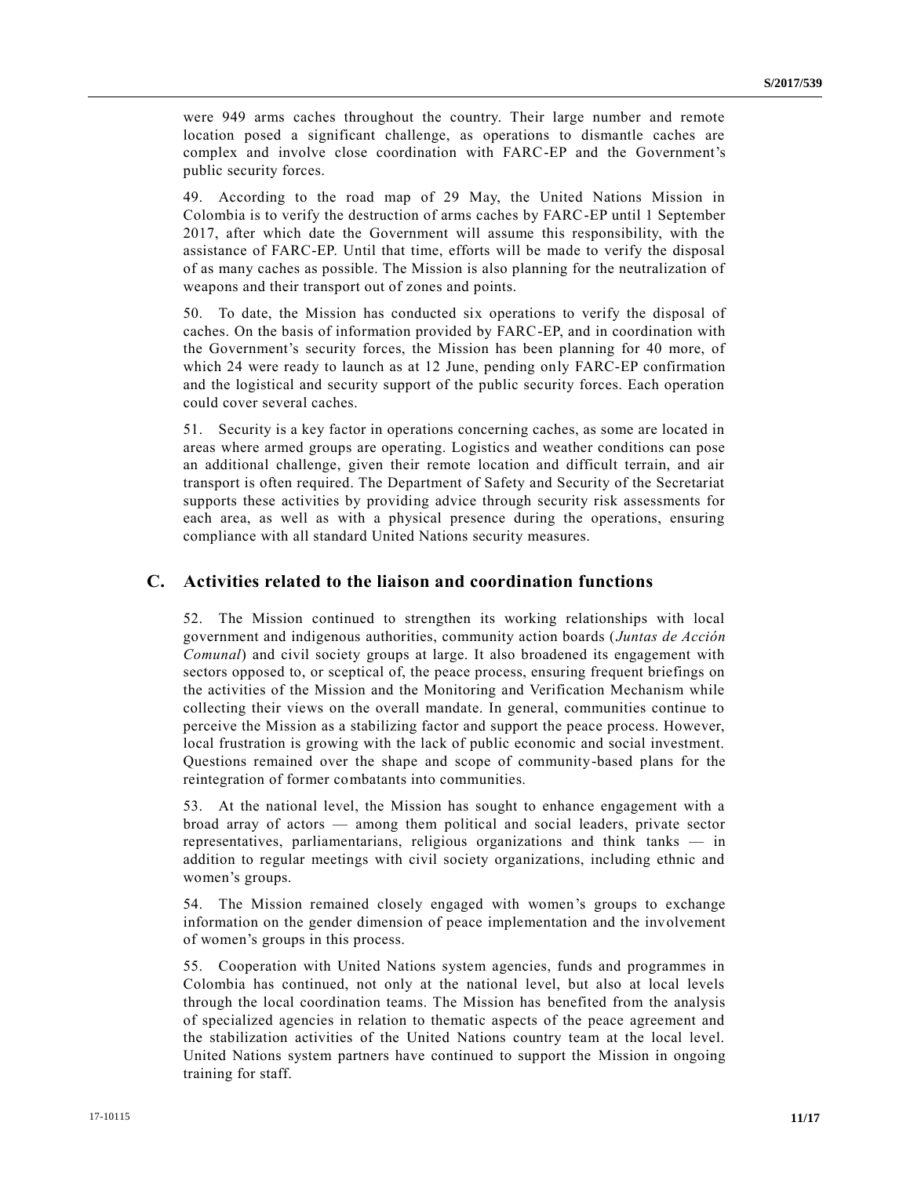were 949 arms caches throughout the country. Their large number and remote location posed a significant challenge, as operations to dismantle caches are complex and involve close coordination with FARC-EP and the Government's public security forces.

49. According to the road map of 29 May, the United Nations Mission in Colombia is to verify the destruction of arms caches by FARC-EP until 1 September 2017, after which date the Government will assume this responsibility, with the assistance of FARC-EP. Until that time, efforts will be made to verify the disposal of as many caches as possible. The Mission is also planning for the neutralization of weapons and their transport out of zones and points.

50. To date, the Mission has conducted six operations to verify the disposal of caches. On the basis of information provided by FARC-EP, and in coordination with the Government's security forces, the Mission has been planning for 40 more, of which 24 were ready to launch as at 12 June, pending only FARC-EP confirmation and the logistical and security support of the public security forces. Each operation could cover several caches.

51. Security is a key factor in operations concerning caches, as some are located in areas where armed groups are operating. Logistics and weather conditions can pose an additional challenge, given their remote location and difficult terrain, and air transport is often required. The Department of Safety and Security of the Secretariat supports these activities by providing advice through security risk assessments for each area, as well as with a physical presence during the operations, ensuring compliance with all standard United Nations security measures.

## C. Activities related to the liaison and coordination functions

52. The Mission continued to strengthen its working relationships with local government and indigenous authorities, community action boards (*Juntas de Acción Comunal*) and civil society groups at large. It also broadened its engagement with sectors opposed to, or sceptical of, the peace process, ensuring frequent briefings on the activities of the Mission and the Monitoring and Verification Mechanism while collecting their views on the overall mandate. In general, communities continue to perceive the Mission as a stabilizing factor and support the peace process. However, local frustration is growing with the lack of public economic and social investment. Questions remained over the shape and scope of community-based plans for the reintegration of former combatants into communities.

53. At the national level, the Mission has sought to enhance engagement with a broad array of actors — among them political and social leaders, private sector representatives, parliamentarians, religious organizations and think tanks — in addition to regular meetings with civil society organizations, including ethnic and women's groups.

54. The Mission remained closely engaged with women's groups to exchange information on the gender dimension of peace implementation and the involvement of women's groups in this process.

55. Cooperation with United Nations system agencies, funds and programmes in Colombia has continued, not only at the national level, but also at local levels through the local coordination teams. The Mission has benefited from the analysis of specialized agencies in relation to thematic aspects of the peace agreement and the stabilization activities of the United Nations country team at the local level. United Nations system partners have continued to support the Mission in ongoing training for staff.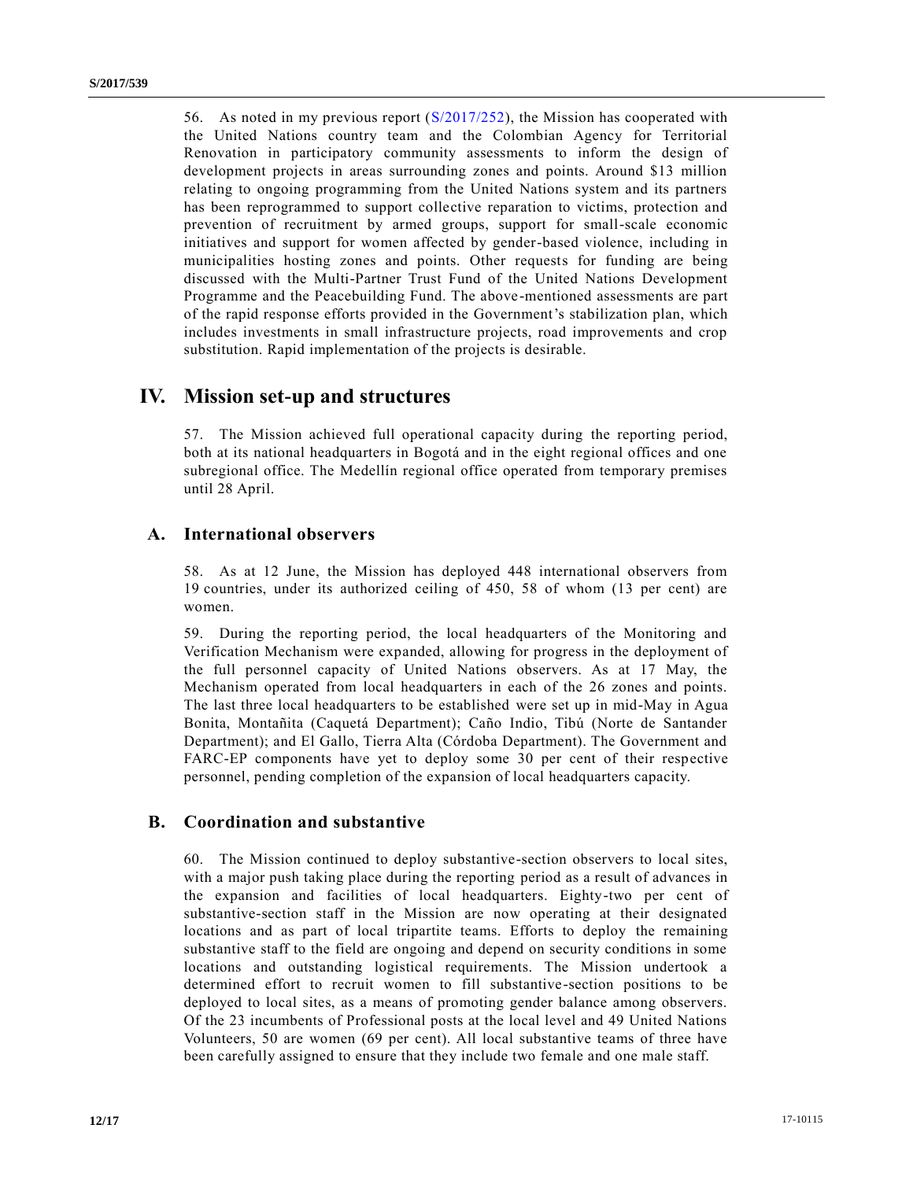56. As noted in my previous report (S/2017/252), the Mission has cooperated with the United Nations country team and the Colombian Agency for Territorial Renovation in participatory community assessments to inform the design of development projects in areas surrounding zones and points. Around $13 million relating to ongoing programming from the United Nations system and its partners has been reprogrammed to support collective reparation to victims, protection and prevention of recruitment by armed groups, support for small-scale economic initiatives and support for women affected by gender-based violence, including in municipalities hosting zones and points. Other requests for funding are being discussed with the Multi-Partner Trust Fund of the United Nations Development Programme and the Peacebuilding Fund. The above-mentioned assessments are part of the rapid response efforts provided in the Government's stabilization plan, which includes investments in small infrastructure projects, road improvements and crop substitution. Rapid implementation of the projects is desirable.

# IV. Mission set-up and structures

57. The Mission achieved full operational capacity during the reporting period, both at its national headquarters in Bogotá and in the eight regional offices and one subregional office. The Medellín regional office operated from temporary premises until 28 April.

## A. International observers

58. As at 12 June, the Mission has deployed 448 international observers from 19 countries, under its authorized ceiling of 450, 58 of whom (13 per cent) are women.

59. During the reporting period, the local headquarters of the Monitoring and Verification Mechanism were expanded, allowing for progress in the deployment of the full personnel capacity of United Nations observers. As at 17 May, the Mechanism operated from local headquarters in each of the 26 zones and points. The last three local headquarters to be established were set up in mid-May in Agua Bonita, Montañita (Caquetá Department); Caño Indio, Tibú (Norte de Santander Department); and El Gallo, Tierra Alta (Córdoba Department). The Government and FARC-EP components have yet to deploy some 30 per cent of their respective personnel, pending completion of the expansion of local headquarters capacity.

## B. Coordination and substantive

60. The Mission continued to deploy substantive-section observers to local sites, with a major push taking place during the reporting period as a result of advances in the expansion and facilities of local headquarters. Eighty-two per cent of substantive-section staff in the Mission are now operating at their designated locations and as part of local tripartite teams. Efforts to deploy the remaining substantive staff to the field are ongoing and depend on security conditions in some locations and outstanding logistical requirements. The Mission undertook a determined effort to recruit women to fill substantive-section positions to be deployed to local sites, as a means of promoting gender balance among observers. Of the 23 incumbents of Professional posts at the local level and 49 United Nations Volunteers, 50 are women (69 per cent). All local substantive teams of three have been carefully assigned to ensure that they include two female and one male staff.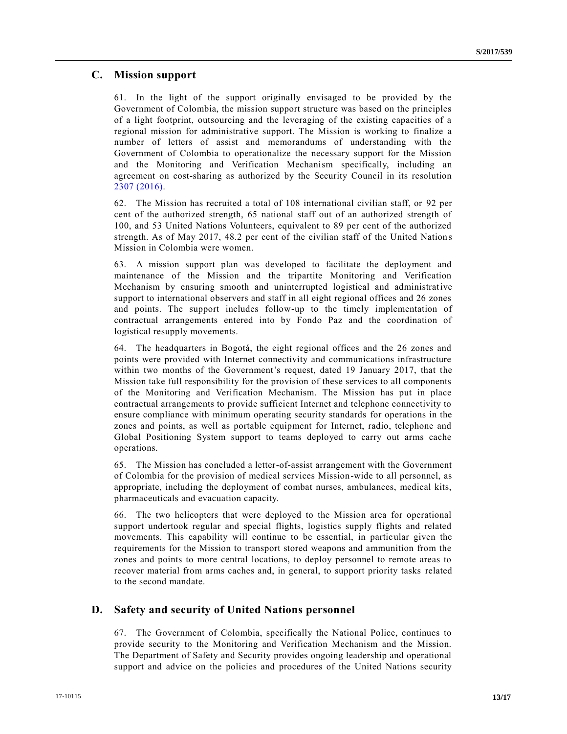## C. Mission support

61. In the light of the support originally envisaged to be provided by the Government of Colombia, the mission support structure was based on the principles of a light footprint, outsourcing and the leveraging of the existing capacities of a regional mission for administrative support. The Mission is working to finalize a number of letters of assist and memorandums of understanding with the Government of Colombia to operationalize the necessary support for the Mission and the Monitoring and Verification Mechanism specifically, including an agreement on cost-sharing as authorized by the Security Council in its resolution 2307 (2016).

62. The Mission has recruited a total of 108 international civilian staff, or 92 per cent of the authorized strength, 65 national staff out of an authorized strength of 100, and 53 United Nations Volunteers, equivalent to 89 per cent of the authorized strength. As of May 2017, 48.2 per cent of the civilian staff of the United Nations Mission in Colombia were women.

63. A mission support plan was developed to facilitate the deployment and maintenance of the Mission and the tripartite Monitoring and Verification Mechanism by ensuring smooth and uninterrupted logistical and administrative support to international observers and staff in all eight regional offices and 26 zones and points. The support includes follow-up to the timely implementation of contractual arrangements entered into by Fondo Paz and the coordination of logistical resupply movements.

64. The headquarters in Bogotá, the eight regional offices and the 26 zones and points were provided with Internet connectivity and communications infrastructure within two months of the Government's request, dated 19 January 2017, that the Mission take full responsibility for the provision of these services to all components of the Monitoring and Verification Mechanism. The Mission has put in place contractual arrangements to provide sufficient Internet and telephone connectivity to ensure compliance with minimum operating security standards for operations in the zones and points, as well as portable equipment for Internet, radio, telephone and Global Positioning System support to teams deployed to carry out arms cache operations.

65. The Mission has concluded a letter-of-assist arrangement with the Government of Colombia for the provision of medical services Mission-wide to all personnel, as appropriate, including the deployment of combat nurses, ambulances, medical kits, pharmaceuticals and evacuation capacity.

66. The two helicopters that were deployed to the Mission area for operational support undertook regular and special flights, logistics supply flights and related movements. This capability will continue to be essential, in particular given the requirements for the Mission to transport stored weapons and ammunition from the zones and points to more central locations, to deploy personnel to remote areas to recover material from arms caches and, in general, to support priority tasks related to the second mandate.

## D. Safety and security of United Nations personnel

67. The Government of Colombia, specifically the National Police, continues to provide security to the Monitoring and Verification Mechanism and the Mission. The Department of Safety and Security provides ongoing leadership and operational support and advice on the policies and procedures of the United Nations security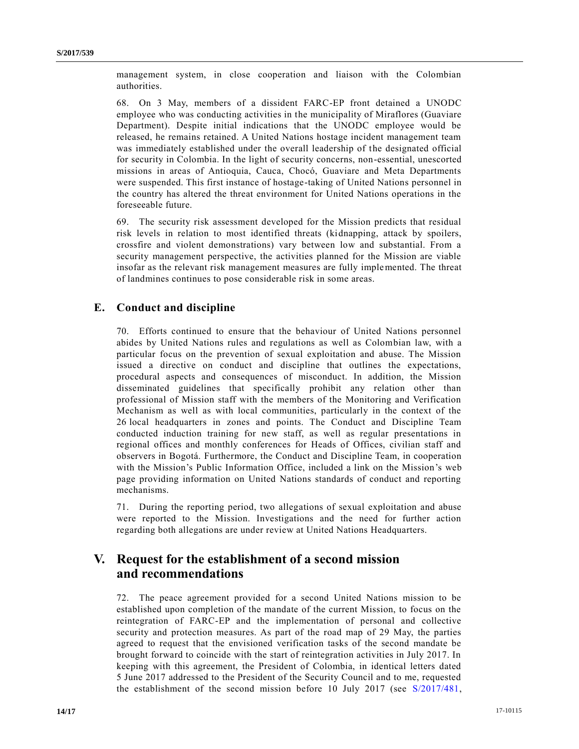management system, in close cooperation and liaison with the Colombian authorities.

68. On 3 May, members of a dissident FARC-EP front detained a UNODC employee who was conducting activities in the municipality of Miraflores (Guaviare Department). Despite initial indications that the UNODC employee would be released, he remains retained. A United Nations hostage incident management team was immediately established under the overall leadership of the designated official for security in Colombia. In the light of security concerns, non-essential, unescorted missions in areas of Antioquia, Cauca, Chocó, Guaviare and Meta Departments were suspended. This first instance of hostage-taking of United Nations personnel in the country has altered the threat environment for United Nations operations in the foreseeable future.

69. The security risk assessment developed for the Mission predicts that residual risk levels in relation to most identified threats (kidnapping, attack by spoilers, crossfire and violent demonstrations) vary between low and substantial. From a security management perspective, the activities planned for the Mission are viable insofar as the relevant risk management measures are fully implemented. The threat of landmines continues to pose considerable risk in some areas.

## E. Conduct and discipline

70. Efforts continued to ensure that the behaviour of United Nations personnel abides by United Nations rules and regulations as well as Colombian law, with a particular focus on the prevention of sexual exploitation and abuse. The Mission issued a directive on conduct and discipline that outlines the expectations, procedural aspects and consequences of misconduct. In addition, the Mission disseminated guidelines that specifically prohibit any relation other than professional of Mission staff with the members of the Monitoring and Verification Mechanism as well as with local communities, particularly in the context of the 26 local headquarters in zones and points. The Conduct and Discipline Team conducted induction training for new staff, as well as regular presentations in regional offices and monthly conferences for Heads of Offices, civilian staff and observers in Bogotá. Furthermore, the Conduct and Discipline Team, in cooperation with the Mission's Public Information Office, included a link on the Mission's web page providing information on United Nations standards of conduct and reporting mechanisms.

71. During the reporting period, two allegations of sexual exploitation and abuse were reported to the Mission. Investigations and the need for further action regarding both allegations are under review at United Nations Headquarters.

# V. Request for the establishment of a second mission and recommendations

72. The peace agreement provided for a second United Nations mission to be established upon completion of the mandate of the current Mission, to focus on the reintegration of FARC-EP and the implementation of personal and collective security and protection measures. As part of the road map of 29 May, the parties agreed to request that the envisioned verification tasks of the second mandate be brought forward to coincide with the start of reintegration activities in July 2017. In keeping with this agreement, the President of Colombia, in identical letters dated 5 June 2017 addressed to the President of the Security Council and to me, requested the establishment of the second mission before 10 July 2017 (see S/2017/481,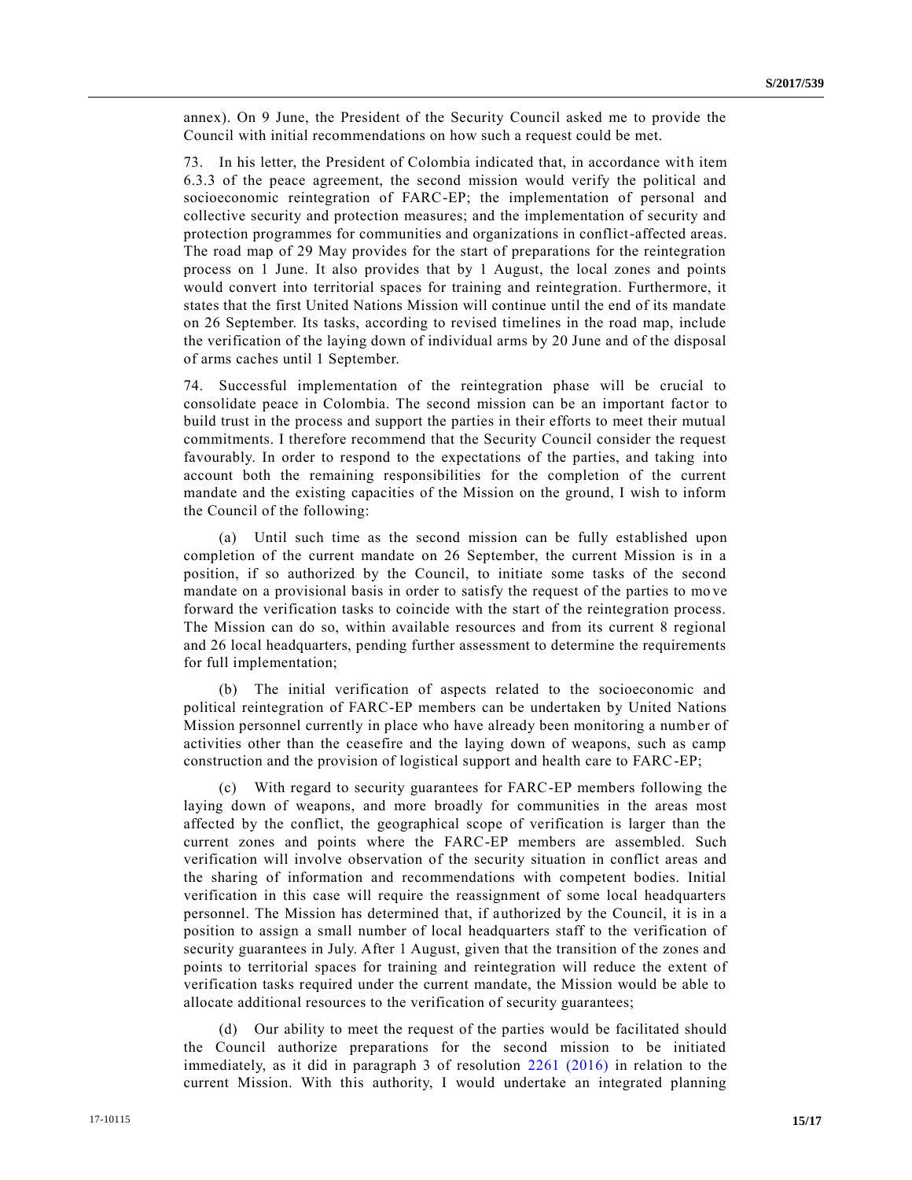annex). On 9 June, the President of the Security Council asked me to provide the Council with initial recommendations on how such a request could be met.

73. In his letter, the President of Colombia indicated that, in accordance with item 6.3.3 of the peace agreement, the second mission would verify the political and socioeconomic reintegration of FARC-EP; the implementation of personal and collective security and protection measures; and the implementation of security and protection programmes for communities and organizations in conflict-affected areas. The road map of 29 May provides for the start of preparations for the reintegration process on 1 June. It also provides that by 1 August, the local zones and points would convert into territorial spaces for training and reintegration. Furthermore, it states that the first United Nations Mission will continue until the end of its mandate on 26 September. Its tasks, according to revised timelines in the road map, include the verification of the laying down of individual arms by 20 June and of the disposal of arms caches until 1 September.

74. Successful implementation of the reintegration phase will be crucial to consolidate peace in Colombia. The second mission can be an important factor to build trust in the process and support the parties in their efforts to meet their mutual commitments. I therefore recommend that the Security Council consider the request favourably. In order to respond to the expectations of the parties, and taking into account both the remaining responsibilities for the completion of the current mandate and the existing capacities of the Mission on the ground, I wish to inform the Council of the following:

(a) Until such time as the second mission can be fully established upon completion of the current mandate on 26 September, the current Mission is in a position, if so authorized by the Council, to initiate some tasks of the second mandate on a provisional basis in order to satisfy the request of the parties to move forward the verification tasks to coincide with the start of the reintegration process. The Mission can do so, within available resources and from its current 8 regional and 26 local headquarters, pending further assessment to determine the requirements for full implementation;

(b) The initial verification of aspects related to the socioeconomic and political reintegration of FARC-EP members can be undertaken by United Nations Mission personnel currently in place who have already been monitoring a number of activities other than the ceasefire and the laying down of weapons, such as camp construction and the provision of logistical support and health care to FARC-EP;

(c) With regard to security guarantees for FARC-EP members following the laying down of weapons, and more broadly for communities in the areas most affected by the conflict, the geographical scope of verification is larger than the current zones and points where the FARC-EP members are assembled. Such verification will involve observation of the security situation in conflict areas and the sharing of information and recommendations with competent bodies. Initial verification in this case will require the reassignment of some local headquarters personnel. The Mission has determined that, if authorized by the Council, it is in a position to assign a small number of local headquarters staff to the verification of security guarantees in July. After 1 August, given that the transition of the zones and points to territorial spaces for training and reintegration will reduce the extent of verification tasks required under the current mandate, the Mission would be able to allocate additional resources to the verification of security guarantees;

(d) Our ability to meet the request of the parties would be facilitated should the Council authorize preparations for the second mission to be initiated immediately, as it did in paragraph 3 of resolution 2261 (2016) in relation to the current Mission. With this authority, I would undertake an integrated planning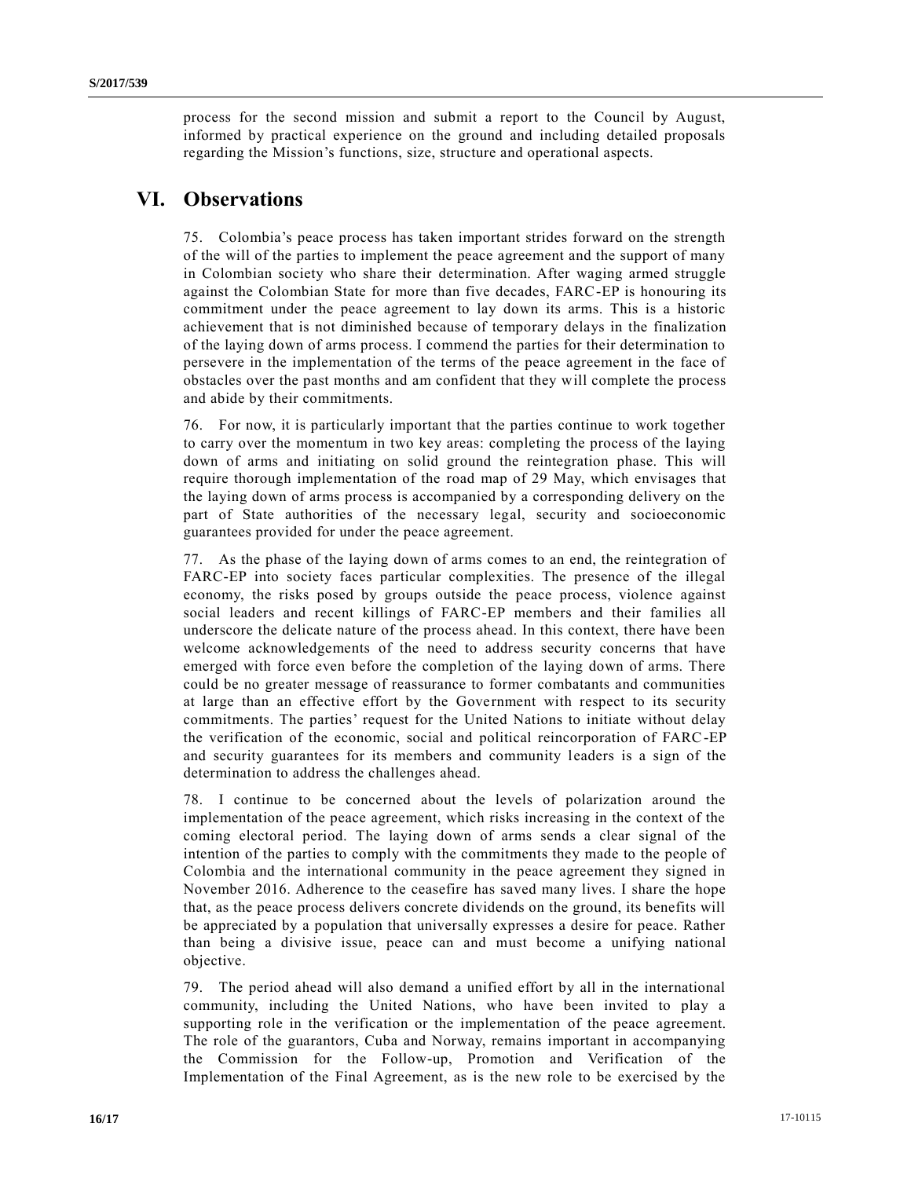process for the second mission and submit a report to the Council by August, informed by practical experience on the ground and including detailed proposals regarding the Mission's functions, size, structure and operational aspects.

## VI. Observations

75. Colombia's peace process has taken important strides forward on the strength of the will of the parties to implement the peace agreement and the support of many in Colombian society who share their determination. After waging armed struggle against the Colombian State for more than five decades, FARC-EP is honouring its commitment under the peace agreement to lay down its arms. This is a historic achievement that is not diminished because of temporary delays in the finalization of the laying down of arms process. I commend the parties for their determination to persevere in the implementation of the terms of the peace agreement in the face of obstacles over the past months and am confident that they will complete the process and abide by their commitments.

76. For now, it is particularly important that the parties continue to work together to carry over the momentum in two key areas: completing the process of the laying down of arms and initiating on solid ground the reintegration phase. This will require thorough implementation of the road map of 29 May, which envisages that the laying down of arms process is accompanied by a corresponding delivery on the part of State authorities of the necessary legal, security and socioeconomic guarantees provided for under the peace agreement.

77. As the phase of the laying down of arms comes to an end, the reintegration of FARC-EP into society faces particular complexities. The presence of the illegal economy, the risks posed by groups outside the peace process, violence against social leaders and recent killings of FARC-EP members and their families all underscore the delicate nature of the process ahead. In this context, there have been welcome acknowledgements of the need to address security concerns that have emerged with force even before the completion of the laying down of arms. There could be no greater message of reassurance to former combatants and communities at large than an effective effort by the Government with respect to its security commitments. The parties' request for the United Nations to initiate without delay the verification of the economic, social and political reincorporation of FARC-EP and security guarantees for its members and community leaders is a sign of the determination to address the challenges ahead.

78. I continue to be concerned about the levels of polarization around the implementation of the peace agreement, which risks increasing in the context of the coming electoral period. The laying down of arms sends a clear signal of the intention of the parties to comply with the commitments they made to the people of Colombia and the international community in the peace agreement they signed in November 2016. Adherence to the ceasefire has saved many lives. I share the hope that, as the peace process delivers concrete dividends on the ground, its benefits will be appreciated by a population that universally expresses a desire for peace. Rather than being a divisive issue, peace can and must become a unifying national objective.

79. The period ahead will also demand a unified effort by all in the international community, including the United Nations, who have been invited to play a supporting role in the verification or the implementation of the peace agreement. The role of the guarantors, Cuba and Norway, remains important in accompanying the Commission for the Follow-up, Promotion and Verification of the Implementation of the Final Agreement, as is the new role to be exercised by the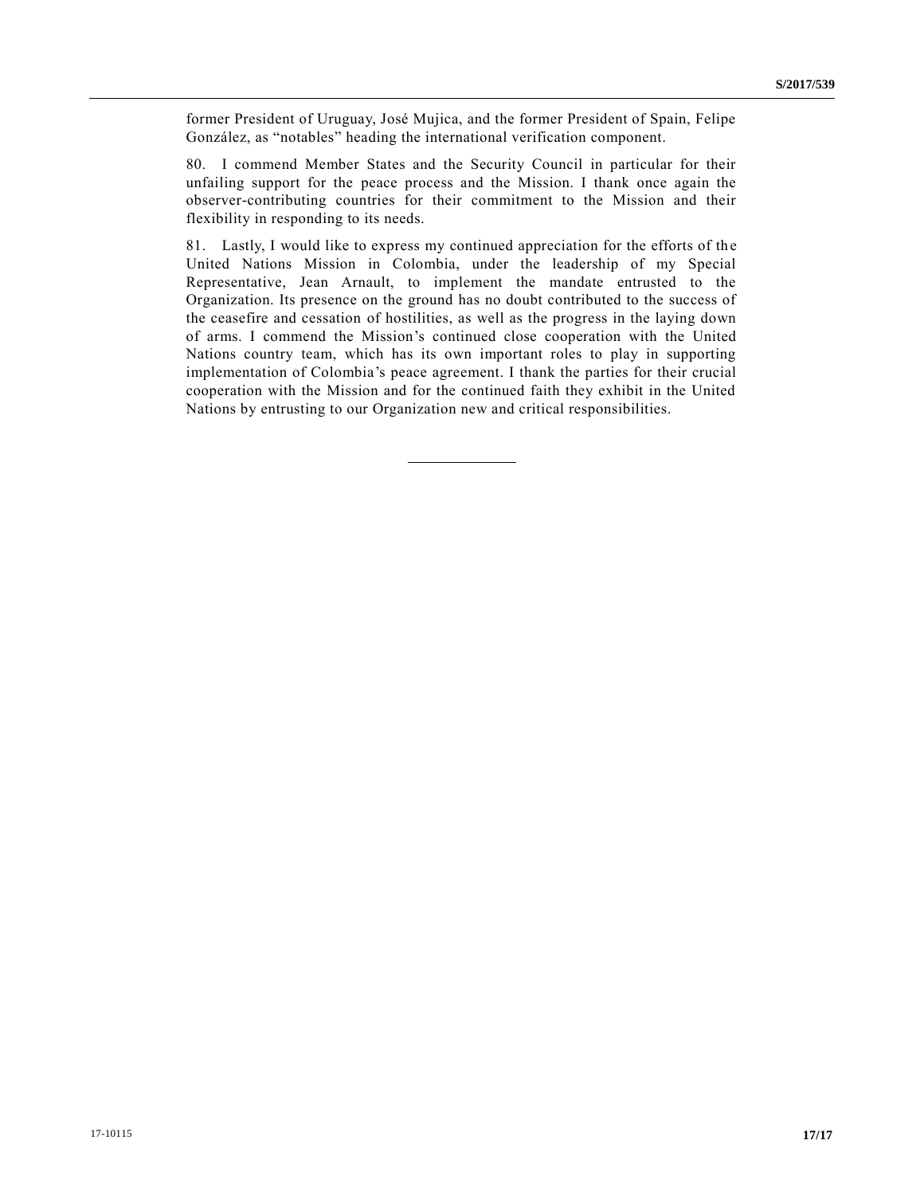former President of Uruguay, José Mujica, and the former President of Spain, Felipe González, as "notables" heading the international verification component.

80. I commend Member States and the Security Council in particular for their unfailing support for the peace process and the Mission. I thank once again the observer-contributing countries for their commitment to the Mission and their flexibility in responding to its needs.

81. Lastly, I would like to express my continued appreciation for the efforts of the United Nations Mission in Colombia, under the leadership of my Special Representative, Jean Arnault, to implement the mandate entrusted to the Organization. Its presence on the ground has no doubt contributed to the success of the ceasefire and cessation of hostilities, as well as the progress in the laying down of arms. I commend the Mission's continued close cooperation with the United Nations country team, which has its own important roles to play in supporting implementation of Colombia's peace agreement. I thank the parties for their crucial cooperation with the Mission and for the continued faith they exhibit in the United Nations by entrusting to our Organization new and critical responsibilities.